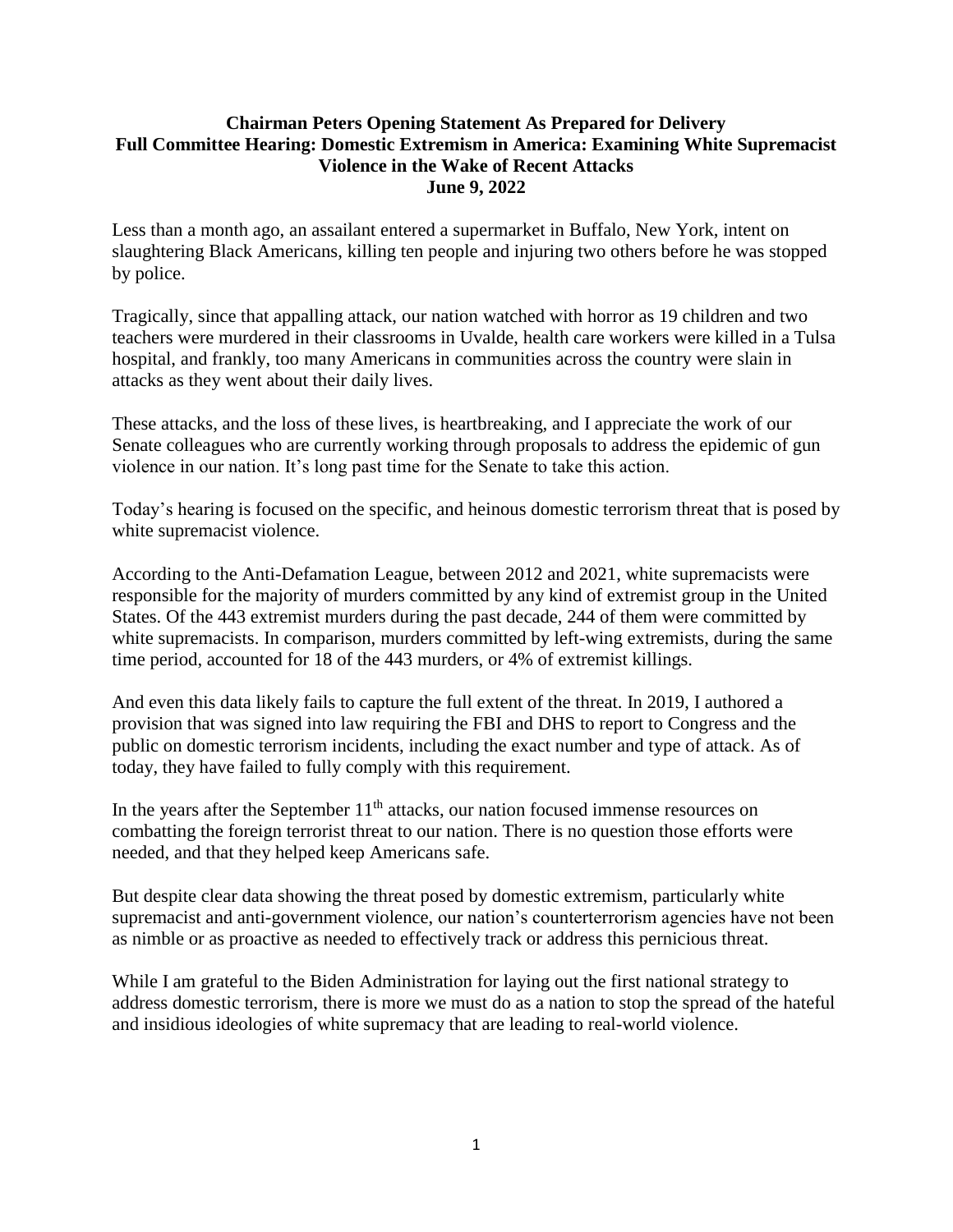# Chairman Peters Opening Statement As Prepared for Delivery
## Full Committee Hearing: Domestic Extremism in America: Examining White Supremacist Violence in the Wake of Recent Attacks
### June 9, 2022

Less than a month ago, an assailant entered a supermarket in Buffalo, New York, intent on slaughtering Black Americans, killing ten people and injuring two others before he was stopped by police.

Tragically, since that appalling attack, our nation watched with horror as 19 children and two teachers were murdered in their classrooms in Uvalde, health care workers were killed in a Tulsa hospital, and frankly, too many Americans in communities across the country were slain in attacks as they went about their daily lives.

These attacks, and the loss of these lives, is heartbreaking, and I appreciate the work of our Senate colleagues who are currently working through proposals to address the epidemic of gun violence in our nation. It's long past time for the Senate to take this action.

Today's hearing is focused on the specific, and heinous domestic terrorism threat that is posed by white supremacist violence.

According to the Anti-Defamation League, between 2012 and 2021, white supremacists were responsible for the majority of murders committed by any kind of extremist group in the United States. Of the 443 extremist murders during the past decade, 244 of them were committed by white supremacists. In comparison, murders committed by left-wing extremists, during the same time period, accounted for 18 of the 443 murders, or 4% of extremist killings.

And even this data likely fails to capture the full extent of the threat. In 2019, I authored a provision that was signed into law requiring the FBI and DHS to report to Congress and the public on domestic terrorism incidents, including the exact number and type of attack. As of today, they have failed to fully comply with this requirement.

In the years after the September 11th attacks, our nation focused immense resources on combatting the foreign terrorist threat to our nation. There is no question those efforts were needed, and that they helped keep Americans safe.

But despite clear data showing the threat posed by domestic extremism, particularly white supremacist and anti-government violence, our nation's counterterrorism agencies have not been as nimble or as proactive as needed to effectively track or address this pernicious threat.

While I am grateful to the Biden Administration for laying out the first national strategy to address domestic terrorism, there is more we must do as a nation to stop the spread of the hateful and insidious ideologies of white supremacy that are leading to real-world violence.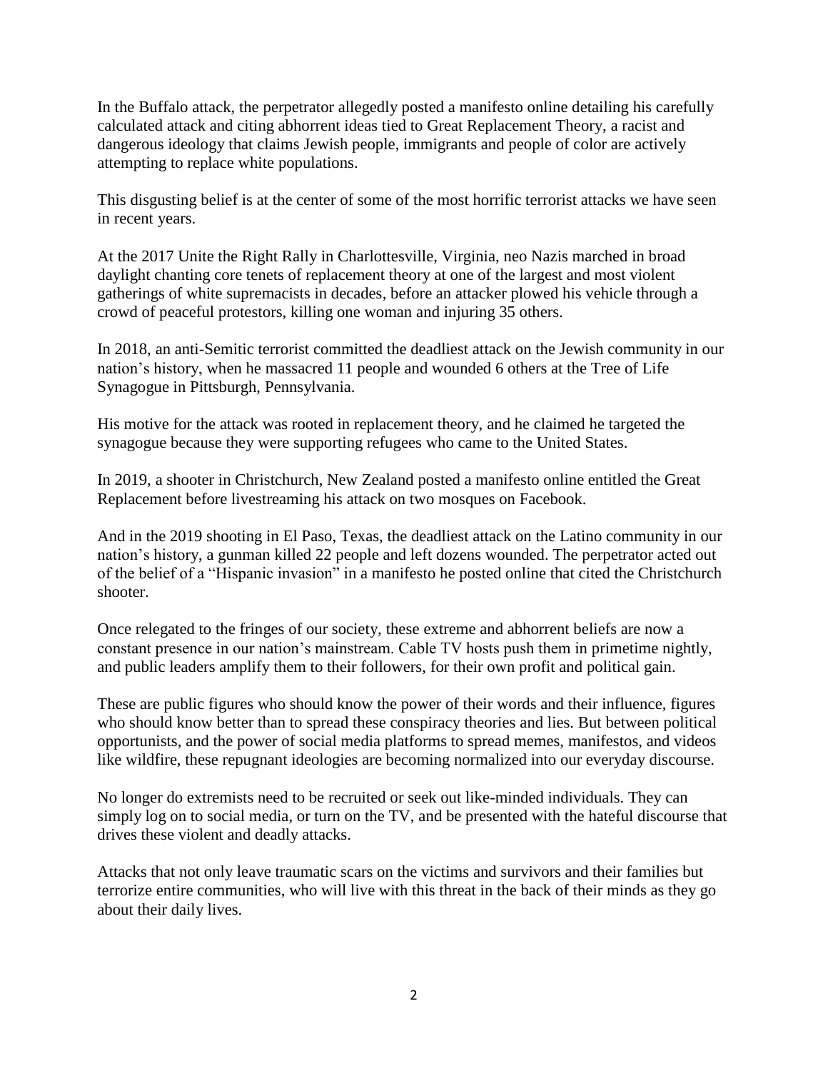In the Buffalo attack, the perpetrator allegedly posted a manifesto online detailing his carefully calculated attack and citing abhorrent ideas tied to Great Replacement Theory, a racist and dangerous ideology that claims Jewish people, immigrants and people of color are actively attempting to replace white populations.

This disgusting belief is at the center of some of the most horrific terrorist attacks we have seen in recent years.

At the 2017 Unite the Right Rally in Charlottesville, Virginia, neo Nazis marched in broad daylight chanting core tenets of replacement theory at one of the largest and most violent gatherings of white supremacists in decades, before an attacker plowed his vehicle through a crowd of peaceful protestors, killing one woman and injuring 35 others.

In 2018, an anti-Semitic terrorist committed the deadliest attack on the Jewish community in our nation's history, when he massacred 11 people and wounded 6 others at the Tree of Life Synagogue in Pittsburgh, Pennsylvania.

His motive for the attack was rooted in replacement theory, and he claimed he targeted the synagogue because they were supporting refugees who came to the United States.

In 2019, a shooter in Christchurch, New Zealand posted a manifesto online entitled the Great Replacement before livestreaming his attack on two mosques on Facebook.

And in the 2019 shooting in El Paso, Texas, the deadliest attack on the Latino community in our nation's history, a gunman killed 22 people and left dozens wounded. The perpetrator acted out of the belief of a "Hispanic invasion" in a manifesto he posted online that cited the Christchurch shooter.

Once relegated to the fringes of our society, these extreme and abhorrent beliefs are now a constant presence in our nation's mainstream. Cable TV hosts push them in primetime nightly, and public leaders amplify them to their followers, for their own profit and political gain.

These are public figures who should know the power of their words and their influence, figures who should know better than to spread these conspiracy theories and lies. But between political opportunists, and the power of social media platforms to spread memes, manifestos, and videos like wildfire, these repugnant ideologies are becoming normalized into our everyday discourse.

No longer do extremists need to be recruited or seek out like-minded individuals. They can simply log on to social media, or turn on the TV, and be presented with the hateful discourse that drives these violent and deadly attacks.

Attacks that not only leave traumatic scars on the victims and survivors and their families but terrorize entire communities, who will live with this threat in the back of their minds as they go about their daily lives.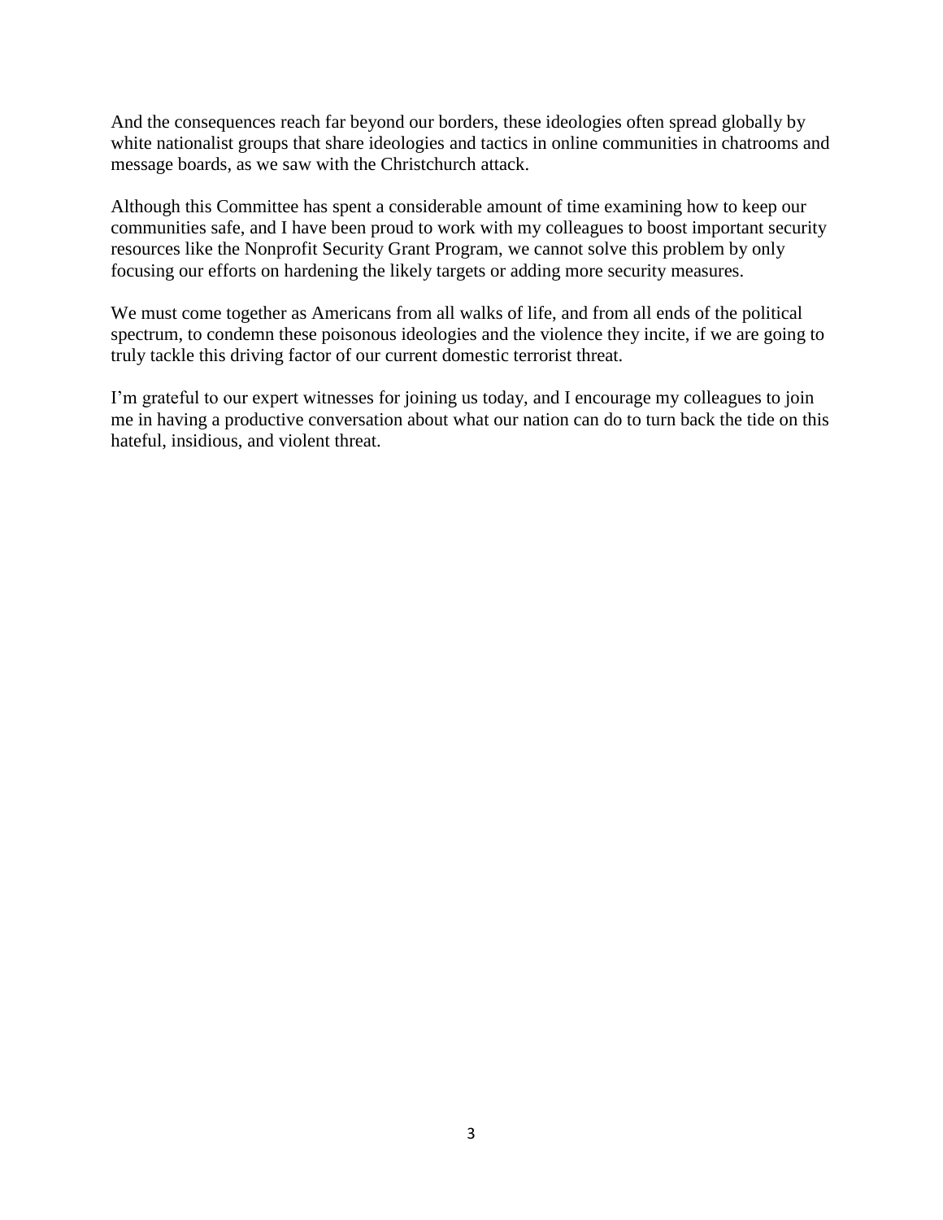And the consequences reach far beyond our borders, these ideologies often spread globally by white nationalist groups that share ideologies and tactics in online communities in chatrooms and message boards, as we saw with the Christchurch attack.

Although this Committee has spent a considerable amount of time examining how to keep our communities safe, and I have been proud to work with my colleagues to boost important security resources like the Nonprofit Security Grant Program, we cannot solve this problem by only focusing our efforts on hardening the likely targets or adding more security measures.

We must come together as Americans from all walks of life, and from all ends of the political spectrum, to condemn these poisonous ideologies and the violence they incite, if we are going to truly tackle this driving factor of our current domestic terrorist threat.

I'm grateful to our expert witnesses for joining us today, and I encourage my colleagues to join me in having a productive conversation about what our nation can do to turn back the tide on this hateful, insidious, and violent threat.